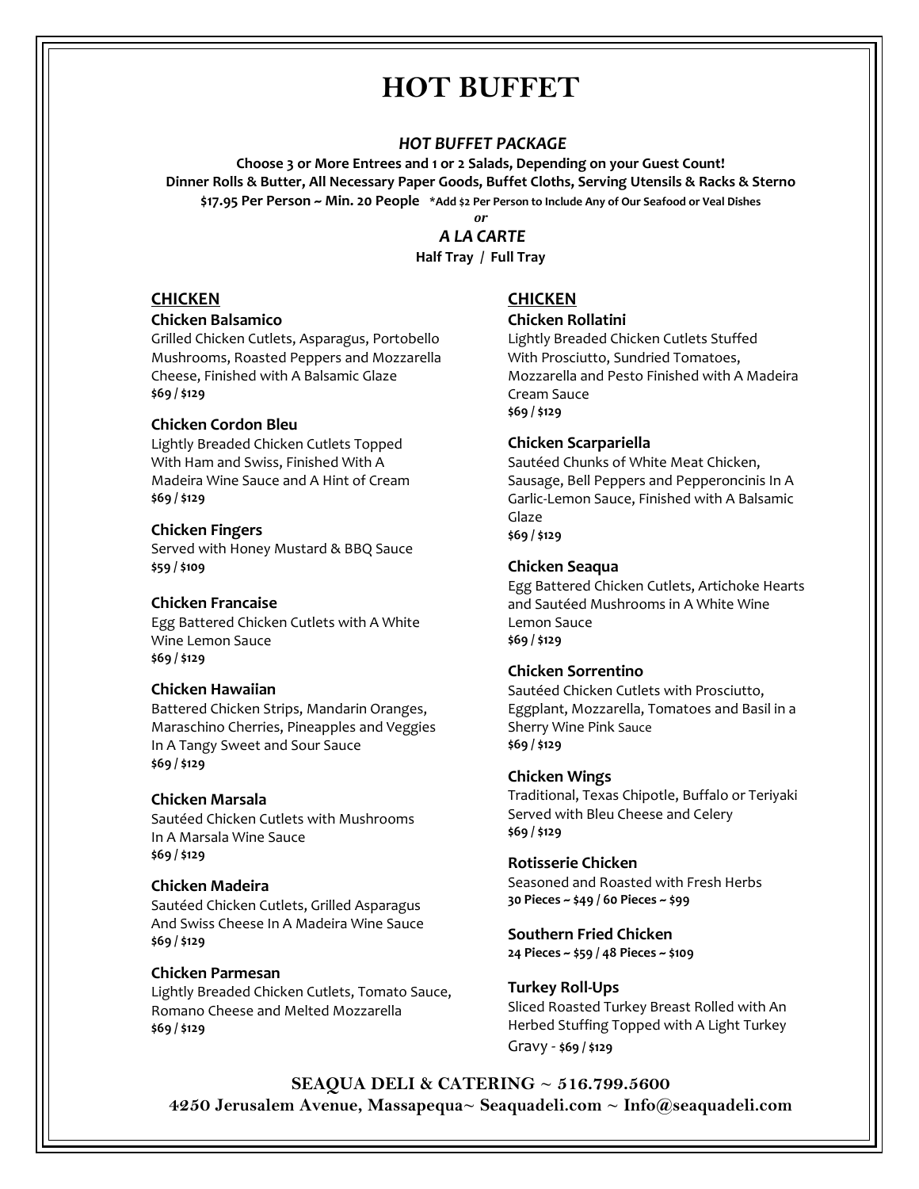# HOT BUFFET

### *HOT BUFFET PACKAGE*

**Choose 3 or More Entrees and 1 or 2 Salads, Depending on your Guest Count!**
**Dinner Rolls & Butter, All Necessary Paper Goods, Buffet Cloths, Serving Utensils & Racks & Sterno**
**$17.95 Per Person ~ Min. 20 People** **\*Add $2 Per Person to Include Any of Our Seafood or Veal Dishes**

*or*

### *A LA CARTE*

**Half Tray / Full Tray**

## CHICKEN

**Chicken Balsamico**
Grilled Chicken Cutlets, Asparagus, Portobello Mushrooms, Roasted Peppers and Mozzarella Cheese, Finished with A Balsamic Glaze
**$69 / $129**

**Chicken Cordon Bleu**
Lightly Breaded Chicken Cutlets Topped With Ham and Swiss, Finished With A Madeira Wine Sauce and A Hint of Cream
**$69 / $129**

**Chicken Fingers**
Served with Honey Mustard & BBQ Sauce
**$59 / $109**

**Chicken Francaise**
Egg Battered Chicken Cutlets with A White Wine Lemon Sauce
**$69 / $129**

**Chicken Hawaiian**
Battered Chicken Strips, Mandarin Oranges, Maraschino Cherries, Pineapples and Veggies In A Tangy Sweet and Sour Sauce
**$69 / $129**

**Chicken Marsala**
Sautéed Chicken Cutlets with Mushrooms In A Marsala Wine Sauce
**$69 / $129**

**Chicken Madeira**
Sautéed Chicken Cutlets, Grilled Asparagus And Swiss Cheese In A Madeira Wine Sauce
**$69 / $129**

**Chicken Parmesan**
Lightly Breaded Chicken Cutlets, Tomato Sauce, Romano Cheese and Melted Mozzarella
**$69 / $129**

## CHICKEN

**Chicken Rollatini**
Lightly Breaded Chicken Cutlets Stuffed With Prosciutto, Sundried Tomatoes, Mozzarella and Pesto Finished with A Madeira Cream Sauce
**$69 / $129**

**Chicken Scarpariella**
Sautéed Chunks of White Meat Chicken, Sausage, Bell Peppers and Pepperoncinis In A Garlic-Lemon Sauce, Finished with A Balsamic Glaze
**$69 / $129**

**Chicken Seaqua**
Egg Battered Chicken Cutlets, Artichoke Hearts and Sautéed Mushrooms in A White Wine Lemon Sauce
**$69 / $129**

**Chicken Sorrentino**
Sautéed Chicken Cutlets with Prosciutto, Eggplant, Mozzarella, Tomatoes and Basil in a Sherry Wine Pink Sauce
**$69 / $129**

**Chicken Wings**
Traditional, Texas Chipotle, Buffalo or Teriyaki Served with Bleu Cheese and Celery
**$69 / $129**

**Rotisserie Chicken**
Seasoned and Roasted with Fresh Herbs
**30 Pieces ~ $49 / 60 Pieces ~ $99**

**Southern Fried Chicken**
**24 Pieces ~ $59 / 48 Pieces ~ $109**

**Turkey Roll-Ups**
Sliced Roasted Turkey Breast Rolled with An Herbed Stuffing Topped with A Light Turkey Gravy - **$69 / $129**

**SEAQUA DELI & CATERING ~ 516.799.5600**
**4250 Jerusalem Avenue, Massapequa~ Seaquadeli.com ~ Info@seaquadeli.com**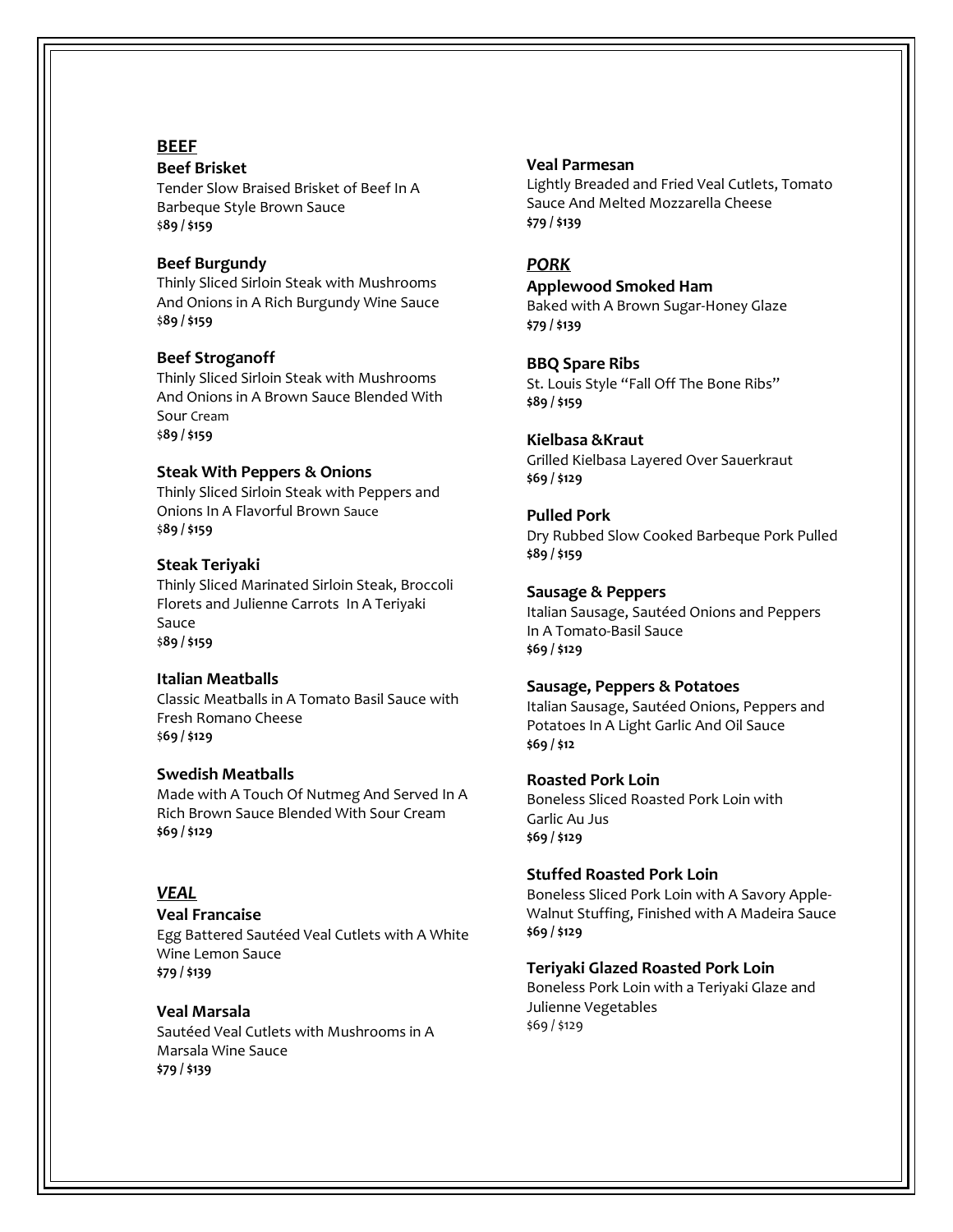## BEEF

**Beef Brisket**
Tender Slow Braised Brisket of Beef In A Barbeque Style Brown Sauce
**$89 / $159**

**Beef Burgundy**
Thinly Sliced Sirloin Steak with Mushrooms And Onions in A Rich Burgundy Wine Sauce
**$89 / $159**

**Beef Stroganoff**
Thinly Sliced Sirloin Steak with Mushrooms And Onions in A Brown Sauce Blended With Sour Cream
**$89 / $159**

**Steak With Peppers & Onions**
Thinly Sliced Sirloin Steak with Peppers and Onions In A Flavorful Brown Sauce
**$89 / $159**

**Steak Teriyaki**
Thinly Sliced Marinated Sirloin Steak, Broccoli Florets and Julienne Carrots In A Teriyaki Sauce
**$89 / $159**

**Italian Meatballs**
Classic Meatballs in A Tomato Basil Sauce with Fresh Romano Cheese
**$69 / $129**

**Swedish Meatballs**
Made with A Touch Of Nutmeg And Served In A Rich Brown Sauce Blended With Sour Cream
**$69 / $129**

## *VEAL*

**Veal Francaise**
Egg Battered Sautéed Veal Cutlets with A White Wine Lemon Sauce
**$79 / $139**

**Veal Marsala**
Sautéed Veal Cutlets with Mushrooms in A Marsala Wine Sauce
**$79 / $139**

**Veal Parmesan**
Lightly Breaded and Fried Veal Cutlets, Tomato Sauce And Melted Mozzarella Cheese
**$79 / $139**

## *PORK*

**Applewood Smoked Ham**
Baked with A Brown Sugar-Honey Glaze
**$79 / $139**

**BBQ Spare Ribs**
St. Louis Style "Fall Off The Bone Ribs"
**$89 / $159**

**Kielbasa &Kraut**
Grilled Kielbasa Layered Over Sauerkraut
**$69 / $129**

**Pulled Pork**
Dry Rubbed Slow Cooked Barbeque Pork Pulled
**$89 / $159**

**Sausage & Peppers**
Italian Sausage, Sautéed Onions and Peppers In A Tomato-Basil Sauce
**$69 / $129**

**Sausage, Peppers & Potatoes**
Italian Sausage, Sautéed Onions, Peppers and Potatoes In A Light Garlic And Oil Sauce
**$69 / $12**

**Roasted Pork Loin**
Boneless Sliced Roasted Pork Loin with Garlic Au Jus
**$69 / $129**

**Stuffed Roasted Pork Loin**
Boneless Sliced Pork Loin with A Savory Apple-Walnut Stuffing, Finished with A Madeira Sauce
**$69 / $129**

**Teriyaki Glazed Roasted Pork Loin**
Boneless Pork Loin with a Teriyaki Glaze and Julienne Vegetables
$69 / $129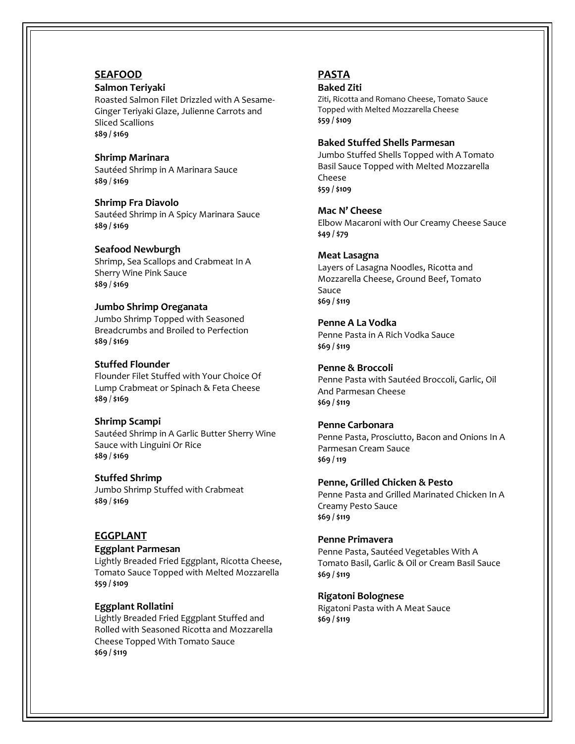## SEAFOOD

### Salmon Teriyaki

Roasted Salmon Filet Drizzled with A Sesame-Ginger Teriyaki Glaze, Julienne Carrots and Sliced Scallions
**$89 / $169**

### Shrimp Marinara

Sautéed Shrimp in A Marinara Sauce
**$89 / $169**

### Shrimp Fra Diavolo

Sautéed Shrimp in A Spicy Marinara Sauce
**$89 / $169**

### Seafood Newburgh

Shrimp, Sea Scallops and Crabmeat In A Sherry Wine Pink Sauce
**$89 / $169**

### Jumbo Shrimp Oreganata

Jumbo Shrimp Topped with Seasoned Breadcrumbs and Broiled to Perfection
**$89 / $169**

### Stuffed Flounder

Flounder Filet Stuffed with Your Choice Of Lump Crabmeat or Spinach & Feta Cheese
**$89 / $169**

### Shrimp Scampi

Sautéed Shrimp in A Garlic Butter Sherry Wine Sauce with Linguini Or Rice
**$89 / $169**

### Stuffed Shrimp

Jumbo Shrimp Stuffed with Crabmeat
**$89 / $169**

## EGGPLANT

### Eggplant Parmesan

Lightly Breaded Fried Eggplant, Ricotta Cheese, Tomato Sauce Topped with Melted Mozzarella
**$59 / $109**

### Eggplant Rollatini

Lightly Breaded Fried Eggplant Stuffed and Rolled with Seasoned Ricotta and Mozzarella Cheese Topped With Tomato Sauce
**$69 / $119**

## PASTA

### Baked Ziti

Ziti, Ricotta and Romano Cheese, Tomato Sauce Topped with Melted Mozzarella Cheese
**$59 / $109**

### Baked Stuffed Shells Parmesan

Jumbo Stuffed Shells Topped with A Tomato Basil Sauce Topped with Melted Mozzarella Cheese
**$59 / $109**

### Mac N' Cheese

Elbow Macaroni with Our Creamy Cheese Sauce
**$49 / $79**

### Meat Lasagna

Layers of Lasagna Noodles, Ricotta and Mozzarella Cheese, Ground Beef, Tomato Sauce
**$69 / $119**

### Penne A La Vodka

Penne Pasta in A Rich Vodka Sauce
**$69 / $119**

### Penne & Broccoli

Penne Pasta with Sautéed Broccoli, Garlic, Oil And Parmesan Cheese
**$69 / $119**

### Penne Carbonara

Penne Pasta, Prosciutto, Bacon and Onions In A Parmesan Cream Sauce
**$69 / 119**

### Penne, Grilled Chicken & Pesto

Penne Pasta and Grilled Marinated Chicken In A Creamy Pesto Sauce
**$69 / $119**

### Penne Primavera

Penne Pasta, Sautéed Vegetables With A Tomato Basil, Garlic & Oil or Cream Basil Sauce
**$69 / $119**

### Rigatoni Bolognese

Rigatoni Pasta with A Meat Sauce
**$69 / $119**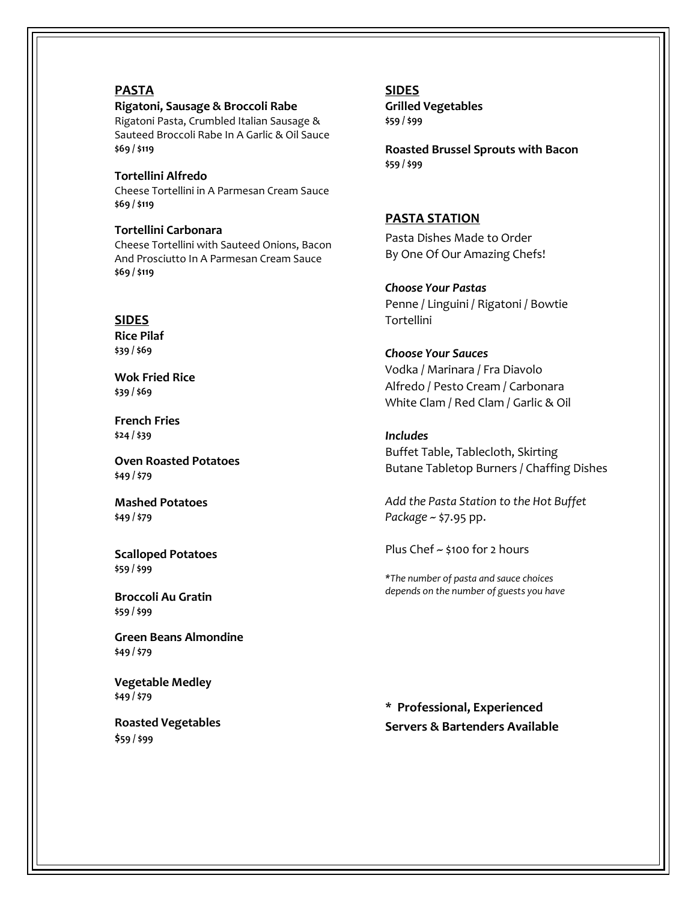## PASTA

**Rigatoni, Sausage & Broccoli Rabe**
Rigatoni Pasta, Crumbled Italian Sausage & Sauteed Broccoli Rabe In A Garlic & Oil Sauce
**$69 / $119**

**Tortellini Alfredo**
Cheese Tortellini in A Parmesan Cream Sauce
**$69 / $119**

**Tortellini Carbonara**
Cheese Tortellini with Sauteed Onions, Bacon And Prosciutto In A Parmesan Cream Sauce
**$69 / $119**

## SIDES

**Rice Pilaf**
**$39 / $69**

**Wok Fried Rice**
**$39 / $69**

**French Fries**
**$24 / $39**

**Oven Roasted Potatoes**
**$49 / $79**

**Mashed Potatoes**
**$49 / $79**

**Scalloped Potatoes**
**$59 / $99**

**Broccoli Au Gratin**
**$59 / $99**

**Green Beans Almondine**
**$49 / $79**

**Vegetable Medley**
**$49 / $79**

**Roasted Vegetables**
**$59 / $99**

## SIDES

**Grilled Vegetables**
**$59 / $99**

**Roasted Brussel Sprouts with Bacon**
**$59 / $99**

## PASTA STATION

Pasta Dishes Made to Order
By One Of Our Amazing Chefs!

***Choose Your Pastas***
Penne / Linguini / Rigatoni / Bowtie
Tortellini

***Choose Your Sauces***
Vodka / Marinara / Fra Diavolo
Alfredo / Pesto Cream / Carbonara
White Clam / Red Clam / Garlic & Oil

***Includes***
Buffet Table, Tablecloth, Skirting
Butane Tabletop Burners / Chaffing Dishes

*Add the Pasta Station to the Hot Buffet Package ~* $7.95 pp.

Plus Chef ~ $100 for 2 hours

**The number of pasta and sauce choices depends on the number of guests you have*

**\* Professional, Experienced Servers & Bartenders Available**